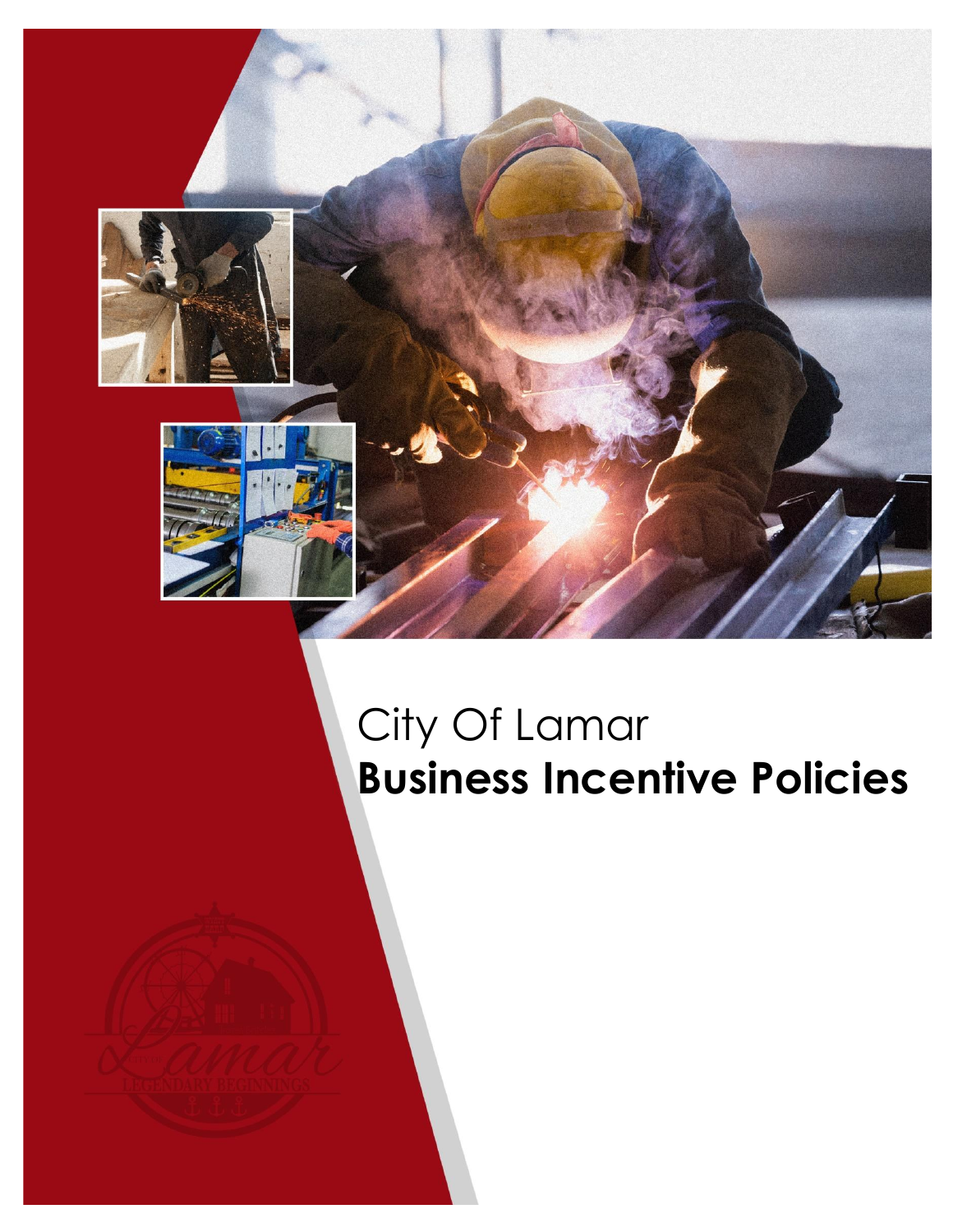City Of Lamar

# Business Incentive Policies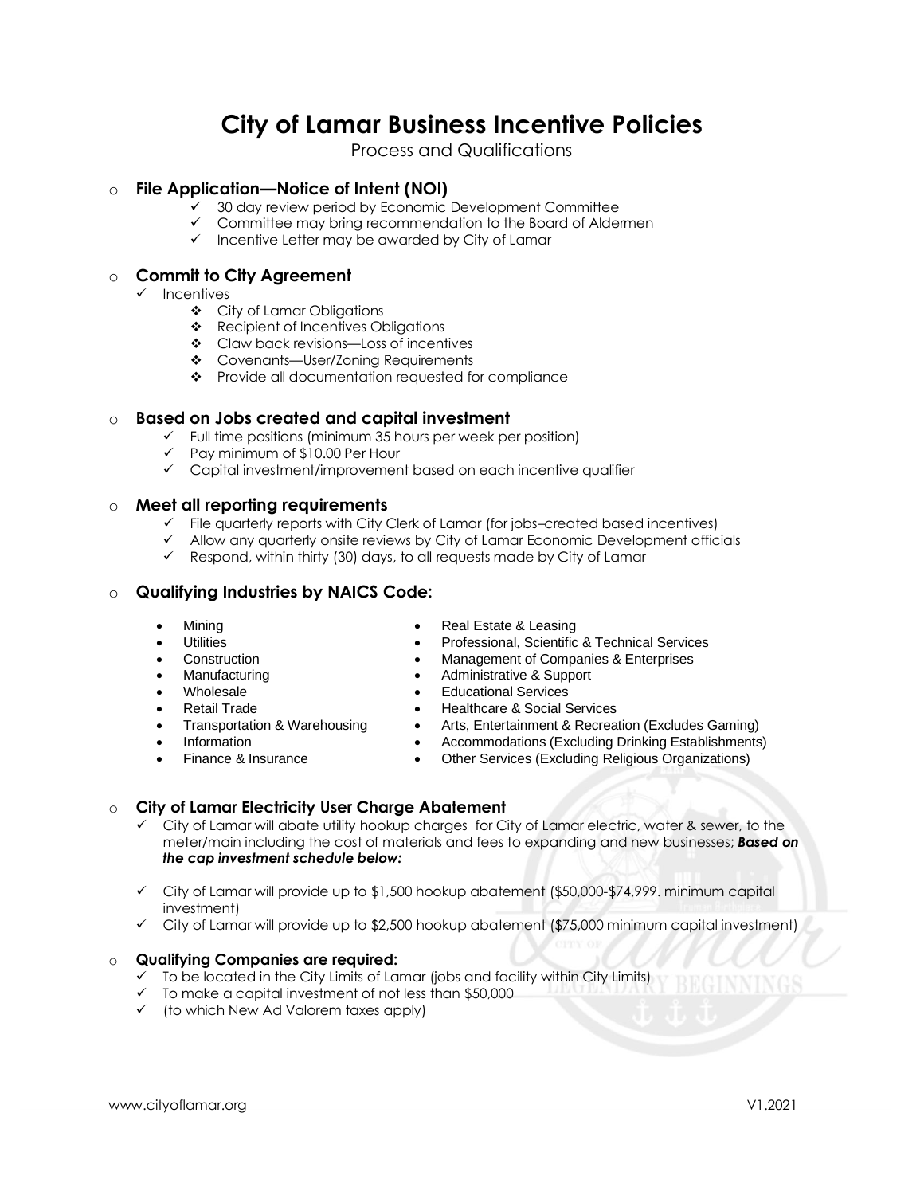# City of Lamar Business Incentive Policies

Process and Qualifications

- **File Application—Notice of Intent (NOI)**
  - ✓ 30 day review period by Economic Development Committee
  - ✓ Committee may bring recommendation to the Board of Aldermen
  - ✓ Incentive Letter may be awarded by City of Lamar

- **Commit to City Agreement**
  - ✓ Incentives
    - ❖ City of Lamar Obligations
    - ❖ Recipient of Incentives Obligations
    - ❖ Claw back revisions—Loss of incentives
    - ❖ Covenants—User/Zoning Requirements
    - ❖ Provide all documentation requested for compliance

- **Based on Jobs created and capital investment**
  - ✓ Full time positions (minimum 35 hours per week per position)
  - ✓ Pay minimum of $10.00 Per Hour
  - ✓ Capital investment/improvement based on each incentive qualifier

- **Meet all reporting requirements**
  - ✓ File quarterly reports with City Clerk of Lamar (for jobs–created based incentives)
  - ✓ Allow any quarterly onsite reviews by City of Lamar Economic Development officials
  - ✓ Respond, within thirty (30) days, to all requests made by City of Lamar

- **Qualifying Industries by NAICS Code:**
  - Mining
  - Utilities
  - Construction
  - Manufacturing
  - Wholesale
  - Retail Trade
  - Transportation & Warehousing
  - Information
  - Finance & Insurance
  - Real Estate & Leasing
  - Professional, Scientific & Technical Services
  - Management of Companies & Enterprises
  - Administrative & Support
  - Educational Services
  - Healthcare & Social Services
  - Arts, Entertainment & Recreation (Excludes Gaming)
  - Accommodations (Excluding Drinking Establishments)
  - Other Services (Excluding Religious Organizations)

- **City of Lamar Electricity User Charge Abatement**
  - ✓ City of Lamar will abate utility hookup charges for City of Lamar electric, water & sewer, to the meter/main including the cost of materials and fees to expanding and new businesses; ***Based on the cap investment schedule below:***
  - ✓ City of Lamar will provide up to $1,500 hookup abatement ($50,000-$74,999. minimum capital investment)
  - ✓ City of Lamar will provide up to $2,500 hookup abatement ($75,000 minimum capital investment)

- **Qualifying Companies are required:**
  - ✓ To be located in the City Limits of Lamar (jobs and facility within City Limits)
  - ✓ To make a capital investment of not less than $50,000
  - ✓ (to which New Ad Valorem taxes apply)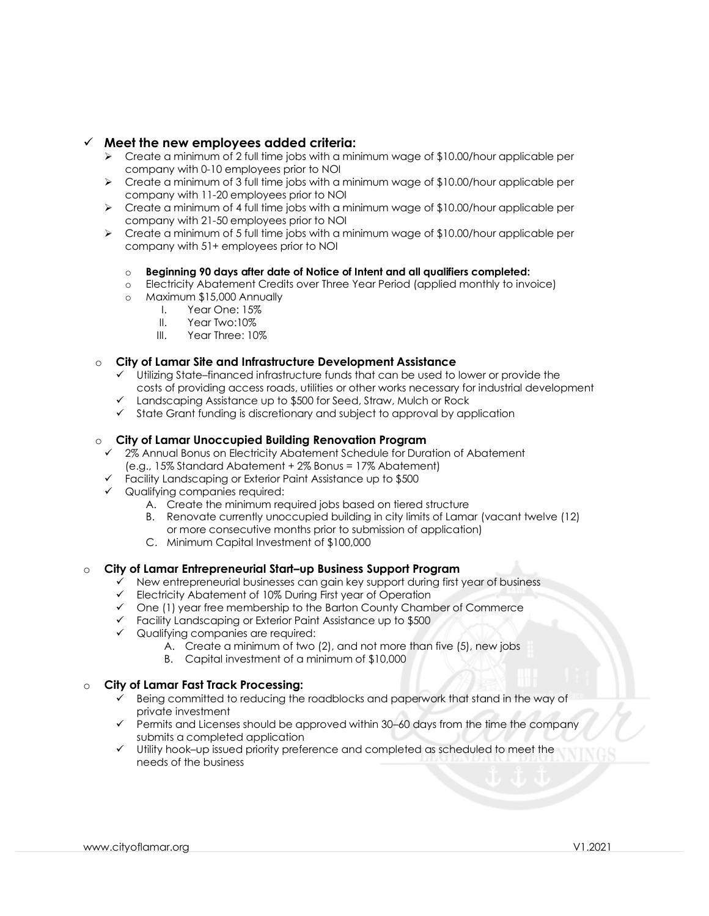- ✓ **Meet the new employees added criteria:**
  - ➢ Create a minimum of 2 full time jobs with a minimum wage of $10.00/hour applicable per company with 0-10 employees prior to NOI
  - ➢ Create a minimum of 3 full time jobs with a minimum wage of $10.00/hour applicable per company with 11-20 employees prior to NOI
  - ➢ Create a minimum of 4 full time jobs with a minimum wage of $10.00/hour applicable per company with 21-50 employees prior to NOI
  - ➢ Create a minimum of 5 full time jobs with a minimum wage of $10.00/hour applicable per company with 51+ employees prior to NOI

    - **Beginning 90 days after date of Notice of Intent and all qualifiers completed:**
    - Electricity Abatement Credits over Three Year Period (applied monthly to invoice)
    - Maximum $15,000 Annually
      - I. Year One: 15%
      - II. Year Two:10%
      - III. Year Three: 10%

- **City of Lamar Site and Infrastructure Development Assistance**
  - ✓ Utilizing State–financed infrastructure funds that can be used to lower or provide the costs of providing access roads, utilities or other works necessary for industrial development
  - ✓ Landscaping Assistance up to $500 for Seed, Straw, Mulch or Rock
  - ✓ State Grant funding is discretionary and subject to approval by application

- **City of Lamar Unoccupied Building Renovation Program**
  - ✓ 2% Annual Bonus on Electricity Abatement Schedule for Duration of Abatement (e.g., 15% Standard Abatement + 2% Bonus = 17% Abatement)
  - ✓ Facility Landscaping or Exterior Paint Assistance up to $500
  - ✓ Qualifying companies required:
    - A. Create the minimum required jobs based on tiered structure
    - B. Renovate currently unoccupied building in city limits of Lamar (vacant twelve (12) or more consecutive months prior to submission of application)
    - C. Minimum Capital Investment of $100,000

- **City of Lamar Entrepreneurial Start–up Business Support Program**
  - ✓ New entrepreneurial businesses can gain key support during first year of business
  - ✓ Electricity Abatement of 10% During First year of Operation
  - ✓ One (1) year free membership to the Barton County Chamber of Commerce
  - ✓ Facility Landscaping or Exterior Paint Assistance up to $500
  - ✓ Qualifying companies are required:
    - A. Create a minimum of two (2), and not more than five (5), new jobs
    - B. Capital investment of a minimum of $10,000

- **City of Lamar Fast Track Processing:**
  - ✓ Being committed to reducing the roadblocks and paperwork that stand in the way of private investment
  - ✓ Permits and Licenses should be approved within 30–60 days from the time the company submits a completed application
  - ✓ Utility hook–up issued priority preference and completed as scheduled to meet the needs of the business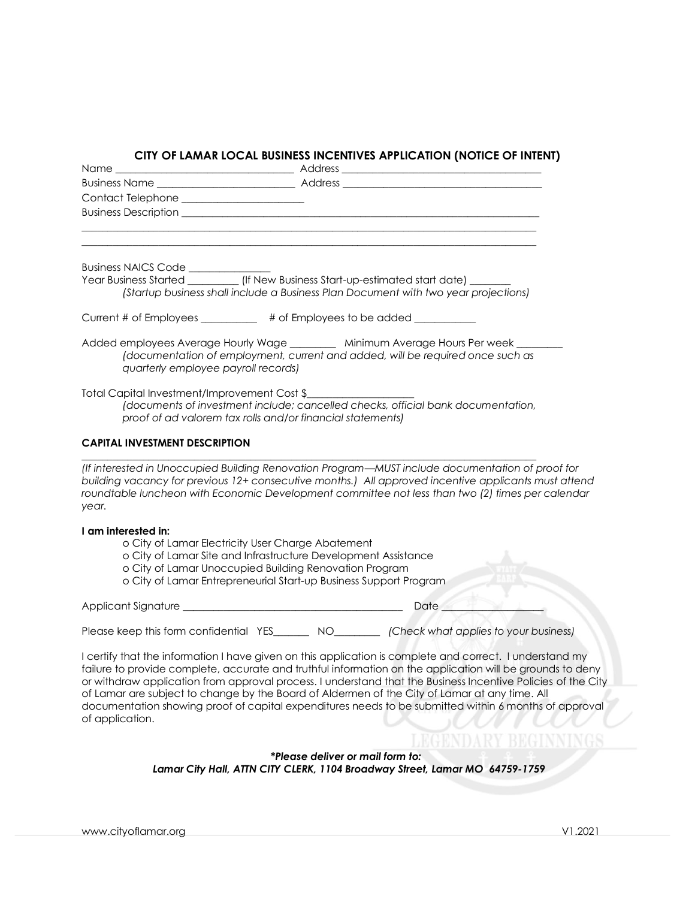## CITY OF LAMAR LOCAL BUSINESS INCENTIVES APPLICATION (NOTICE OF INTENT)

Name ______________________________ Address ____________________________________

Business Name _________________________ Address ____________________________________

Contact Telephone ______________________

Business Description ____________________________________________________________________

________________________________________________________________________________________

________________________________________________________________________________________

Business NAICS Code _______________

Year Business Started _________ (If New Business Start-up-estimated start date) ________

*(Startup business shall include a Business Plan Document with two year projections)*

Current # of Employees __________ # of Employees to be added ___________

Added employees Average Hourly Wage ________ Minimum Average Hours Per week ________

*(documentation of employment, current and added, will be required once such as quarterly employee payroll records)*

Total Capital Investment/Improvement Cost $____________________

*(documents of investment include; cancelled checks, official bank documentation, proof of ad valorem tax rolls and/or financial statements)*

**CAPITAL INVESTMENT DESCRIPTION**

________________________________________________________________________________________

*(If interested in Unoccupied Building Renovation Program—MUST include documentation of proof for building vacancy for previous 12+ consecutive months.) All approved incentive applicants must attend roundtable luncheon with Economic Development committee not less than two (2) times per calendar year.*

**I am interested in:**

- o City of Lamar Electricity User Charge Abatement
- o City of Lamar Site and Infrastructure Development Assistance
- o City of Lamar Unoccupied Building Renovation Program
- o City of Lamar Entrepreneurial Start-up Business Support Program

Applicant Signature ________________________________________ Date __________________

Please keep this form confidential YES_______ NO________ *(Check what applies to your business)*

I certify that the information I have given on this application is complete and correct. I understand my failure to provide complete, accurate and truthful information on the application will be grounds to deny or withdraw application from approval process. I understand that the Business Incentive Policies of the City of Lamar are subject to change by the Board of Aldermen of the City of Lamar at any time. All documentation showing proof of capital expenditures needs to be submitted within 6 months of approval of application.

***Please deliver or mail form to:***
***Lamar City Hall, ATTN CITY CLERK, 1104 Broadway Street, Lamar MO 64759-1759***